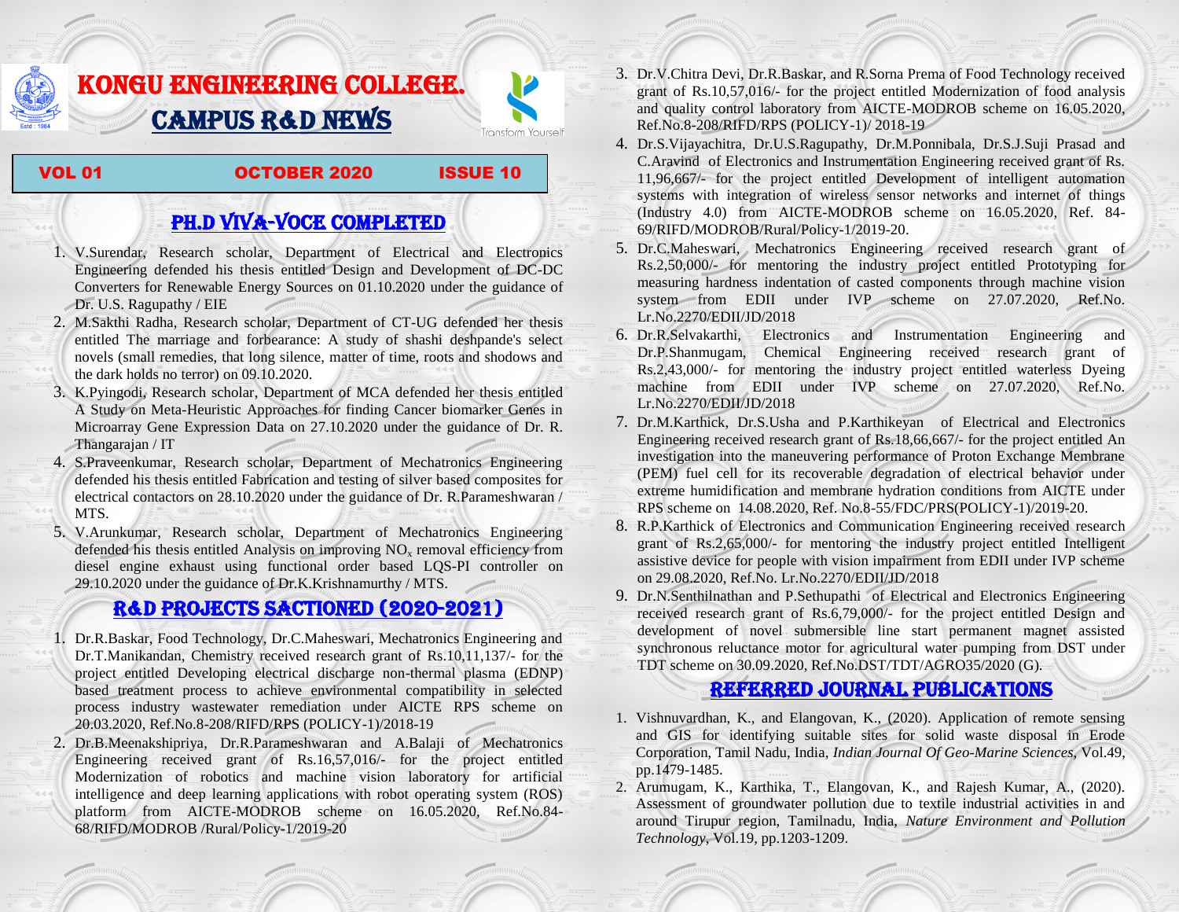# KONGU ENGINEERING COLLEGE.

# CAMPUS R&D NEWS

Transform Yourself

**VOL 01 OCTOBER 2020 ISSUE 10**

## PH.D VIVA-VOCE COMPLETED

1. V.Surendar, Research scholar, Department of Electrical and Electronics Engineering defended his thesis entitled Design and Development of DC-DC Converters for Renewable Energy Sources on 01.10.2020 under the guidance of Dr. U.S. Ragupathy / EIE
2. M.Sakthi Radha, Research scholar, Department of CT-UG defended her thesis entitled The marriage and forbearance: A study of shashi deshpande's select novels (small remedies, that long silence, matter of time, roots and shodows and the dark holds no terror) on 09.10.2020.
3. K.Pyingodi, Research scholar, Department of MCA defended her thesis entitled A Study on Meta-Heuristic Approaches for finding Cancer biomarker Genes in Microarray Gene Expression Data on 27.10.2020 under the guidance of Dr. R. Thangarajan / IT
4. S.Praveenkumar, Research scholar, Department of Mechatronics Engineering defended his thesis entitled Fabrication and testing of silver based composites for electrical contactors on 28.10.2020 under the guidance of Dr. R.Parameshwaran / MTS.
5. V.Arunkumar, Research scholar, Department of Mechatronics Engineering defended his thesis entitled Analysis on improving $NO_x$ removal efficiency from diesel engine exhaust using functional order based LQS-PI controller on 29.10.2020 under the guidance of Dr.K.Krishnamurthy / MTS.

## R&D PROJECTS SACTIONED (2020-2021)

1. Dr.R.Baskar, Food Technology, Dr.C.Maheswari, Mechatronics Engineering and Dr.T.Manikandan, Chemistry received research grant of Rs.10,11,137/- for the project entitled Developing electrical discharge non-thermal plasma (EDNP) based treatment process to achieve environmental compatibility in selected process industry wastewater remediation under AICTE RPS scheme on 20.03.2020, Ref.No.8-208/RIFD/RPS (POLICY-1)/2018-19
2. Dr.B.Meenakshipriya, Dr.R.Parameshwaran and A.Balaji of Mechatronics Engineering received grant of Rs.16,57,016/- for the project entitled Modernization of robotics and machine vision laboratory for artificial intelligence and deep learning applications with robot operating system (ROS) platform from AICTE-MODROB scheme on 16.05.2020, Ref.No.84-68/RIFD/MODROB /Rural/Policy-1/2019-20
3. Dr.V.Chitra Devi, Dr.R.Baskar, and R.Sorna Prema of Food Technology received grant of Rs.10,57,016/- for the project entitled Modernization of food analysis and quality control laboratory from AICTE-MODROB scheme on 16.05.2020, Ref.No.8-208/RIFD/RPS (POLICY-1)/ 2018-19
4. Dr.S.Vijayachitra, Dr.U.S.Ragupathy, Dr.M.Ponnibala, Dr.S.J.Suji Prasad and C.Aravind of Electronics and Instrumentation Engineering received grant of Rs. 11,96,667/- for the project entitled Development of intelligent automation systems with integration of wireless sensor networks and internet of things (Industry 4.0) from AICTE-MODROB scheme on 16.05.2020, Ref. 84-69/RIFD/MODROB/Rural/Policy-1/2019-20.
5. Dr.C.Maheswari, Mechatronics Engineering received research grant of Rs.2,50,000/- for mentoring the industry project entitled Prototyping for measuring hardness indentation of casted components through machine vision system from EDII under IVP scheme on 27.07.2020, Ref.No. Lr.No.2270/EDII/JD/2018
6. Dr.R.Selvakarthi, Electronics and Instrumentation Engineering and Dr.P.Shanmugam, Chemical Engineering received research grant of Rs.2,43,000/- for mentoring the industry project entitled waterless Dyeing machine from EDII under IVP scheme on 27.07.2020, Ref.No. Lr.No.2270/EDII/JD/2018
7. Dr.M.Karthick, Dr.S.Usha and P.Karthikeyan of Electrical and Electronics Engineering received research grant of Rs.18,66,667/- for the project entitled An investigation into the maneuvering performance of Proton Exchange Membrane (PEM) fuel cell for its recoverable degradation of electrical behavior under extreme humidification and membrane hydration conditions from AICTE under RPS scheme on 14.08.2020, Ref. No.8-55/FDC/PRS(POLICY-1)/2019-20.
8. R.P.Karthick of Electronics and Communication Engineering received research grant of Rs.2,65,000/- for mentoring the industry project entitled Intelligent assistive device for people with vision impairment from EDII under IVP scheme on 29.08.2020, Ref.No. Lr.No.2270/EDII/JD/2018
9. Dr.N.Senthilnathan and P.Sethupathi of Electrical and Electronics Engineering received research grant of Rs.6,79,000/- for the project entitled Design and development of novel submersible line start permanent magnet assisted synchronous reluctance motor for agricultural water pumping from DST under TDT scheme on 30.09.2020, Ref.No.DST/TDT/AGRO35/2020 (G).

## REFERRED JOURNAL PUBLICATIONS

1. Vishnuvardhan, K., and Elangovan, K., (2020). Application of remote sensing and GIS for identifying suitable sites for solid waste disposal in Erode Corporation, Tamil Nadu, India, *Indian Journal Of Geo-Marine Sciences*, Vol.49, pp.1479-1485.
2. Arumugam, K., Karthika, T., Elangovan, K., and Rajesh Kumar, A., (2020). Assessment of groundwater pollution due to textile industrial activities in and around Tirupur region, Tamilnadu, India, *Nature Environment and Pollution Technology*, Vol.19, pp.1203-1209.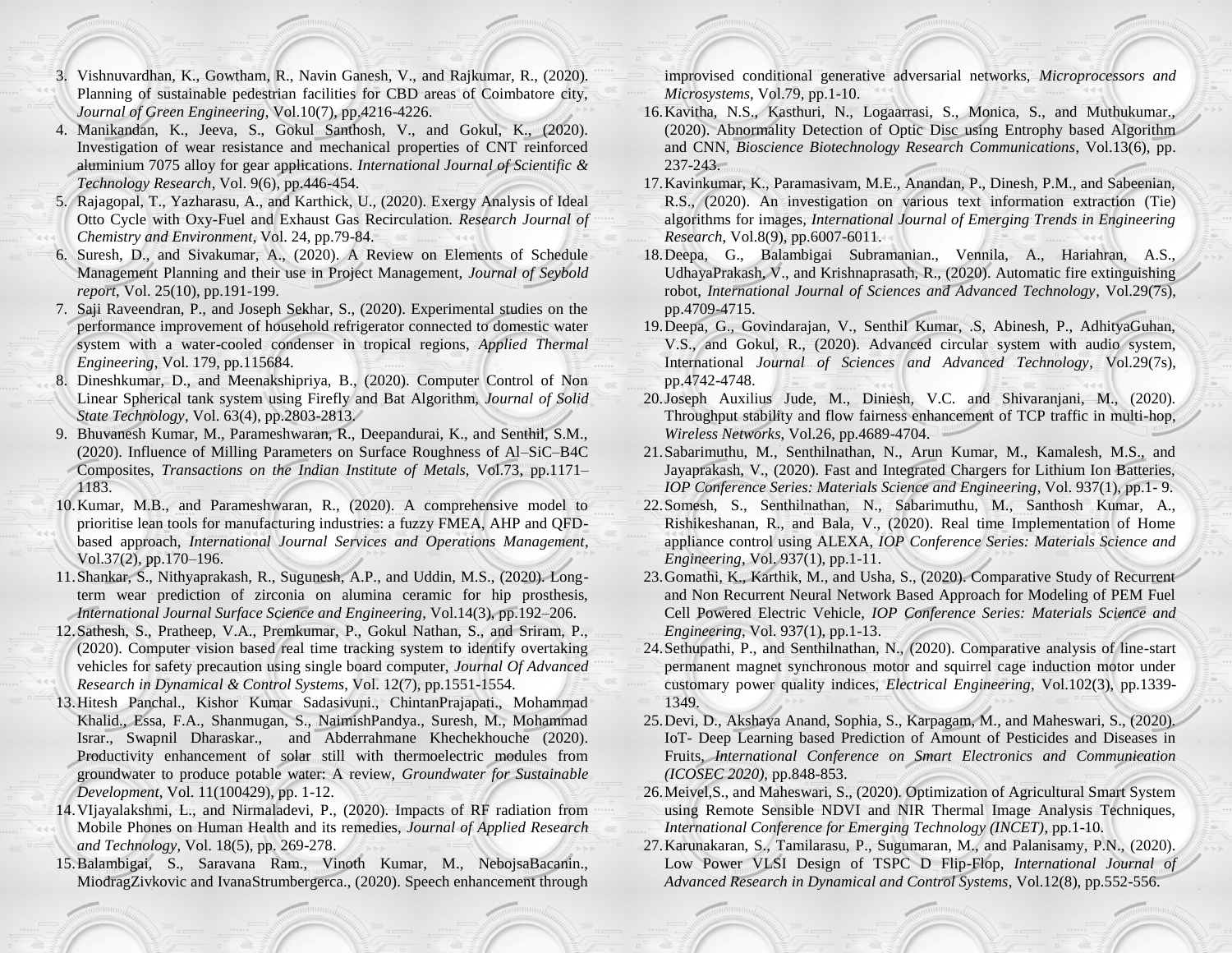3. Vishnuvardhan, K., Gowtham, R., Navin Ganesh, V., and Rajkumar, R., (2020). Planning of sustainable pedestrian facilities for CBD areas of Coimbatore city, *Journal of Green Engineering*, Vol.10(7), pp.4216-4226.
4. Manikandan, K., Jeeva, S., Gokul Santhosh, V., and Gokul, K., (2020). Investigation of wear resistance and mechanical properties of CNT reinforced aluminium 7075 alloy for gear applications. *International Journal of Scientific & Technology Research*, Vol. 9(6), pp.446-454.
5. Rajagopal, T., Yazharasu, A., and Karthick, U., (2020). Exergy Analysis of Ideal Otto Cycle with Oxy-Fuel and Exhaust Gas Recirculation. *Research Journal of Chemistry and Environment*, Vol. 24, pp.79-84.
6. Suresh, D., and Sivakumar, A., (2020). A Review on Elements of Schedule Management Planning and their use in Project Management, *Journal of Seybold report*, Vol. 25(10), pp.191-199.
7. Saji Raveendran, P., and Joseph Sekhar, S., (2020). Experimental studies on the performance improvement of household refrigerator connected to domestic water system with a water-cooled condenser in tropical regions, *Applied Thermal Engineering*, Vol. 179, pp.115684.
8. Dineshkumar, D., and Meenakshipriya, B., (2020). Computer Control of Non Linear Spherical tank system using Firefly and Bat Algorithm, *Journal of Solid State Technology*, Vol. 63(4), pp.2803-2813.
9. Bhuvanesh Kumar, M., Parameshwaran, R., Deepandurai, K., and Senthil, S.M., (2020). Influence of Milling Parameters on Surface Roughness of Al–SiC–B4C Composites, *Transactions on the Indian Institute of Metals*, Vol.73, pp.1171–1183.
10. Kumar, M.B., and Parameshwaran, R., (2020). A comprehensive model to prioritise lean tools for manufacturing industries: a fuzzy FMEA, AHP and QFD-based approach, *International Journal Services and Operations Management*, Vol.37(2), pp.170–196.
11. Shankar, S., Nithyaprakash, R., Sugunesh, A.P., and Uddin, M.S., (2020). Long-term wear prediction of zirconia on alumina ceramic for hip prosthesis, *International Journal Surface Science and Engineering*, Vol.14(3), pp.192–206.
12. Sathesh, S., Pratheep, V.A., Premkumar, P., Gokul Nathan, S., and Sriram, P., (2020). Computer vision based real time tracking system to identify overtaking vehicles for safety precaution using single board computer, *Journal Of Advanced Research in Dynamical & Control Systems*, Vol. 12(7), pp.1551-1554.
13. Hitesh Panchal., Kishor Kumar Sadasivuni., ChintanPrajapati., Mohammad Khalid., Essa, F.A., Shanmugan, S., NaimishPandya., Suresh, M., Mohammad Israr., Swapnil Dharaskar., and Abderrahmane Khechekhouche (2020). Productivity enhancement of solar still with thermoelectric modules from groundwater to produce potable water: A review, *Groundwater for Sustainable Development*, Vol. 11(100429), pp. 1-12.
14. VIjayalakshmi, L., and Nirmaladevi, P., (2020). Impacts of RF radiation from Mobile Phones on Human Health and its remedies, *Journal of Applied Research and Technology*, Vol. 18(5), pp. 269-278.
15. Balambigai, S., Saravana Ram., Vinoth Kumar, M., NebojsaBacanin., MiodragZivkovic and IvanaStrumbergerca., (2020). Speech enhancement through improvised conditional generative adversarial networks, *Microprocessors and Microsystems*, Vol.79, pp.1-10.
16. Kavitha, N.S., Kasthuri, N., Logaarrasi, S., Monica, S., and Muthukumar., (2020). Abnormality Detection of Optic Disc using Entrophy based Algorithm and CNN, *Bioscience Biotechnology Research Communications*, Vol.13(6), pp. 237-243.
17. Kavinkumar, K., Paramasivam, M.E., Anandan, P., Dinesh, P.M., and Sabeenian, R.S., (2020). An investigation on various text information extraction (Tie) algorithms for images, *International Journal of Emerging Trends in Engineering Research*, Vol.8(9), pp.6007-6011.
18. Deepa, G., Balambigai Subramanian., Vennila, A., Hariahran, A.S., UdhayaPrakash, V., and Krishnaprasath, R., (2020). Automatic fire extinguishing robot, *International Journal of Sciences and Advanced Technology*, Vol.29(7s), pp.4709-4715.
19. Deepa, G., Govindarajan, V., Senthil Kumar, .S, Abinesh, P., AdhityaGuhan, V.S., and Gokul, R., (2020). Advanced circular system with audio system, International *Journal of Sciences and Advanced Technology*, Vol.29(7s), pp.4742-4748.
20. Joseph Auxilius Jude, M., Diniesh, V.C. and Shivaranjani, M., (2020). Throughput stability and flow fairness enhancement of TCP traffic in multi-hop, *Wireless Networks*, Vol.26, pp.4689-4704.
21. Sabarimuthu, M., Senthilnathan, N., Arun Kumar, M., Kamalesh, M.S., and Jayaprakash, V., (2020). Fast and Integrated Chargers for Lithium Ion Batteries, *IOP Conference Series: Materials Science and Engineering*, Vol. 937(1), pp.1- 9.
22. Somesh, S., Senthilnathan, N., Sabarimuthu, M., Santhosh Kumar, A., Rishikeshanan, R., and Bala, V., (2020). Real time Implementation of Home appliance control using ALEXA, *IOP Conference Series: Materials Science and Engineering*, Vol. 937(1), pp.1-11.
23. Gomathi, K., Karthik, M., and Usha, S., (2020). Comparative Study of Recurrent and Non Recurrent Neural Network Based Approach for Modeling of PEM Fuel Cell Powered Electric Vehicle, *IOP Conference Series: Materials Science and Engineering*, Vol. 937(1), pp.1-13.
24. Sethupathi, P., and Senthilnathan, N., (2020). Comparative analysis of line-start permanent magnet synchronous motor and squirrel cage induction motor under customary power quality indices, *Electrical Engineering*, Vol.102(3), pp.1339-1349.
25. Devi, D., Akshaya Anand, Sophia, S., Karpagam, M., and Maheswari, S., (2020). IoT- Deep Learning based Prediction of Amount of Pesticides and Diseases in Fruits, *International Conference on Smart Electronics and Communication (ICOSEC 2020)*, pp.848-853.
26. Meivel,S., and Maheswari, S., (2020). Optimization of Agricultural Smart System using Remote Sensible NDVI and NIR Thermal Image Analysis Techniques, *International Conference for Emerging Technology (INCET)*, pp.1-10.
27. Karunakaran, S., Tamilarasu, P., Sugumaran, M., and Palanisamy, P.N., (2020). Low Power VLSI Design of TSPC D Flip-Flop, *International Journal of Advanced Research in Dynamical and Control Systems*, Vol.12(8), pp.552-556.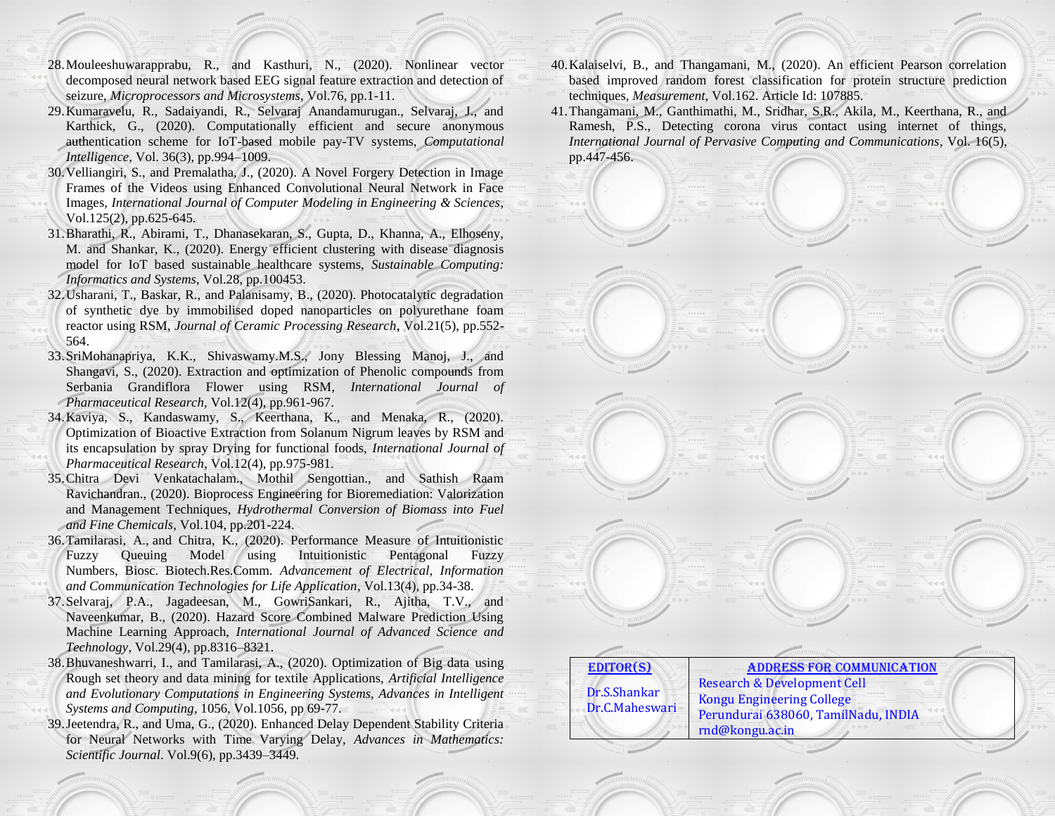28. Mouleeshuwarapprabu, R., and Kasthuri, N., (2020). Nonlinear vector decomposed neural network based EEG signal feature extraction and detection of seizure, *Microprocessors and Microsystems*, Vol.76, pp.1-11.
29. Kumaravelu, R., Sadaiyandi, R., Selvaraj Anandamurugan., Selvaraj, J., and Karthick, G., (2020). Computationally efficient and secure anonymous authentication scheme for IoT-based mobile pay-TV systems, *Computational Intelligence*, Vol. 36(3), pp.994–1009.
30. Velliangiri, S., and Premalatha, J., (2020). A Novel Forgery Detection in Image Frames of the Videos using Enhanced Convolutional Neural Network in Face Images, *International Journal of Computer Modeling in Engineering & Sciences*, Vol.125(2), pp.625-645.
31. Bharathi, R., Abirami, T., Dhanasekaran, S., Gupta, D., Khanna, A., Elhoseny, M. and Shankar, K., (2020). Energy efficient clustering with disease diagnosis model for IoT based sustainable healthcare systems, *Sustainable Computing: Informatics and Systems*, Vol.28, pp.100453.
32. Usharani, T., Baskar, R., and Palanisamy, B., (2020). Photocatalytic degradation of synthetic dye by immobilised doped nanoparticles on polyurethane foam reactor using RSM, *Journal of Ceramic Processing Research*, Vol.21(5), pp.552-564.
33. SriMohanapriya, K.K., Shivaswamy.M.S., Jony Blessing Manoj, J., and Shangavi, S., (2020). Extraction and optimization of Phenolic compounds from Serbania Grandiflora Flower using RSM, *International Journal of Pharmaceutical Research*, Vol.12(4), pp.961-967.
34. Kaviya, S., Kandaswamy, S., Keerthana, K., and Menaka, R., (2020). Optimization of Bioactive Extraction from Solanum Nigrum leaves by RSM and its encapsulation by spray Drying for functional foods, *International Journal of Pharmaceutical Research*, Vol.12(4), pp.975-981.
35. Chitra Devi Venkatachalam., Mothil Sengottian., and Sathish Raam Ravichandran., (2020). Bioprocess Engineering for Bioremediation: Valorization and Management Techniques, *Hydrothermal Conversion of Biomass into Fuel and Fine Chemicals*, Vol.104, pp.201-224.
36. Tamilarasi, A., and Chitra, K., (2020). Performance Measure of Intuitionistic Fuzzy Queuing Model using Intuitionistic Pentagonal Fuzzy Numbers, Biosc. Biotech.Res.Comm. *Advancement of Electrical, Information and Communication Technologies for Life Application*, Vol.13(4), pp.34-38.
37. Selvaraj, P.A., Jagadeesan, M., GowriSankari, R., Ajitha, T.V., and Naveenkumar, B., (2020). Hazard Score Combined Malware Prediction Using Machine Learning Approach, *International Journal of Advanced Science and Technology*, Vol.29(4), pp.8316–8321.
38. Bhuvaneshwarri, I., and Tamilarasi, A., (2020). Optimization of Big data using Rough set theory and data mining for textile Applications, *Artificial Intelligence and Evolutionary Computations in Engineering Systems, Advances in Intelligent Systems and Computing*, 1056, Vol.1056, pp 69-77.
39. Jeetendra, R., and Uma, G., (2020). Enhanced Delay Dependent Stability Criteria for Neural Networks with Time Varying Delay, *Advances in Mathematics: Scientific Journal*. Vol.9(6), pp.3439–3449.
40. Kalaiselvi, B., and Thangamani, M., (2020). An efficient Pearson correlation based improved random forest classification for protein structure prediction techniques, *Measurement*, Vol.162. Article Id: 107885.
41. Thangamani, M., Ganthimathi, M., Sridhar, S.R., Akila, M., Keerthana, R., and Ramesh, P.S., Detecting corona virus contact using internet of things, *International Journal of Pervasive Computing and Communications*, Vol. 16(5), pp.447-456.

| EDITOR(S) | ADDRESS FOR COMMUNICATION |
|---|---|
| Dr.S.Shankar<br>Dr.C.Maheswari | Research & Development Cell<br>Kongu Engineering College<br>Perundurai 638060, TamilNadu, INDIA<br>rnd@kongu.ac.in |